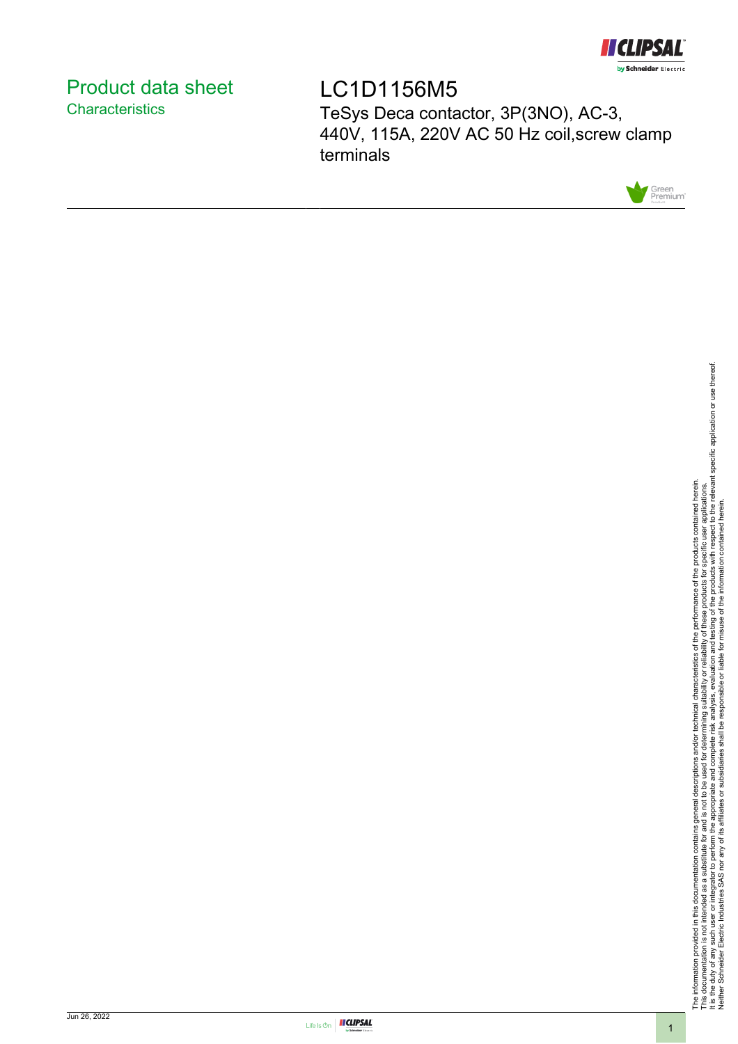# Product data sheet
## Characteristics

# LC1D1156M5

TeSys Deca contactor, 3P(3NO), AC-3, 440V, 115A, 220V AC 50 Hz coil,screw clamp terminals

The information provided in this documentation contains general descriptions and/or technical characteristics of the performance of the products contained herein.
This documentation is not intended as a substitute for and is not to be used for determining suitability or reliability of these products for specific user applications.
It is the duty of any such user or integrator to perform the appropriate and complete risk analysis, evaluation and testing of the products with respect to the relevant specific application or use thereof.
Neither Schneider Electric Industries SAS nor any of its affiliates or subsidiaries shall be responsible or liable for misuse of the information contained herein.

Jun 26, 2022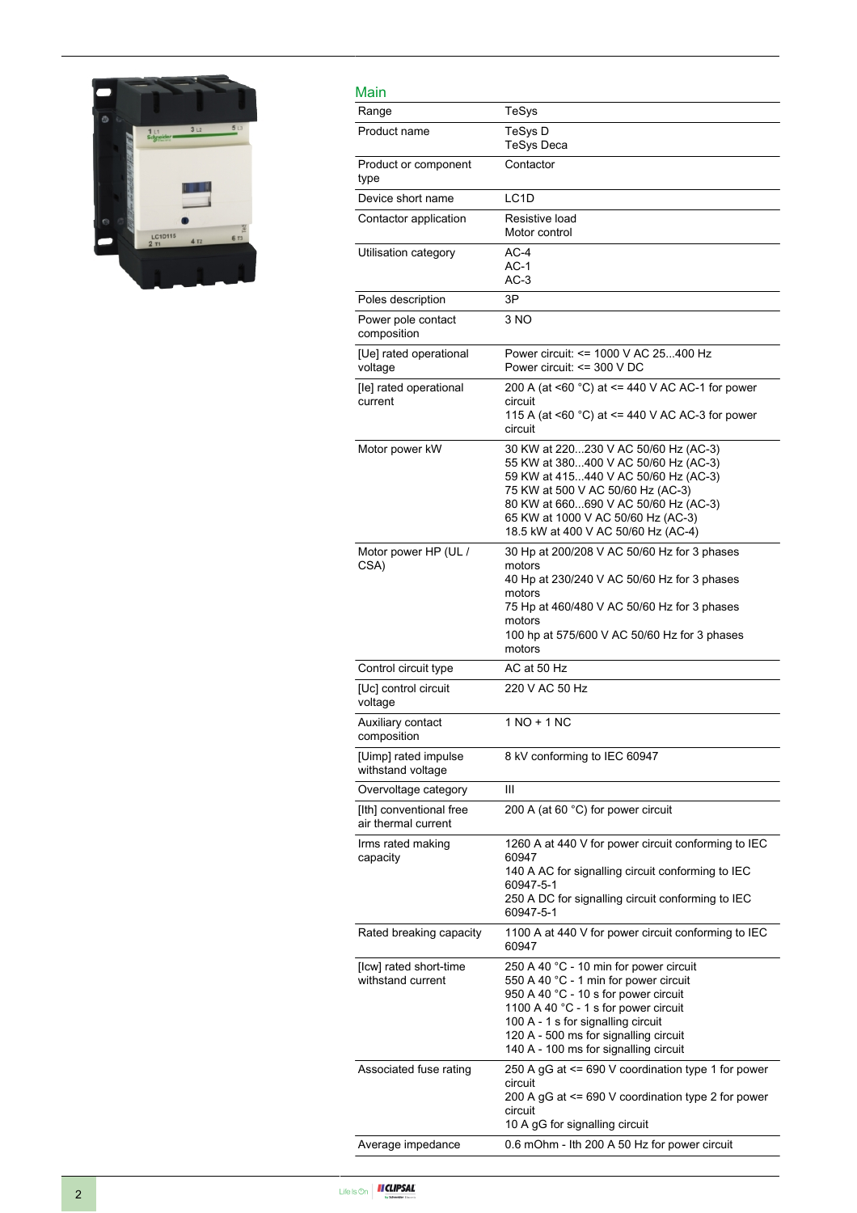## Main

| | |
|---|---|
| Range | TeSys |
| Product name | TeSys D<br>TeSys Deca |
| Product or component type | Contactor |
| Device short name | LC1D |
| Contactor application | Resistive load<br>Motor control |
| Utilisation category | AC-4<br>AC-1<br>AC-3 |
| Poles description | 3P |
| Power pole contact composition | 3 NO |
| [Ue] rated operational voltage | Power circuit: <= 1000 V AC 25...400 Hz<br>Power circuit: <= 300 V DC |
| [Ie] rated operational current | 200 A (at <60 °C) at <= 440 V AC AC-1 for power circuit<br>115 A (at <60 °C) at <= 440 V AC AC-3 for power circuit |
| Motor power kW | 30 KW at 220...230 V AC 50/60 Hz (AC-3)<br>55 KW at 380...400 V AC 50/60 Hz (AC-3)<br>59 KW at 415...440 V AC 50/60 Hz (AC-3)<br>75 KW at 500 V AC 50/60 Hz (AC-3)<br>80 KW at 660...690 V AC 50/60 Hz (AC-3)<br>65 KW at 1000 V AC 50/60 Hz (AC-3)<br>18.5 kW at 400 V AC 50/60 Hz (AC-4) |
| Motor power HP (UL / CSA) | 30 Hp at 200/208 V AC 50/60 Hz for 3 phases motors<br>40 Hp at 230/240 V AC 50/60 Hz for 3 phases motors<br>75 Hp at 460/480 V AC 50/60 Hz for 3 phases motors<br>100 hp at 575/600 V AC 50/60 Hz for 3 phases motors |
| Control circuit type | AC at 50 Hz |
| [Uc] control circuit voltage | 220 V AC 50 Hz |
| Auxiliary contact composition | 1 NO + 1 NC |
| [Uimp] rated impulse withstand voltage | 8 kV conforming to IEC 60947 |
| Overvoltage category | III |
| [Ith] conventional free air thermal current | 200 A (at 60 °C) for power circuit |
| Irms rated making capacity | 1260 A at 440 V for power circuit conforming to IEC 60947<br>140 A AC for signalling circuit conforming to IEC 60947-5-1<br>250 A DC for signalling circuit conforming to IEC 60947-5-1 |
| Rated breaking capacity | 1100 A at 440 V for power circuit conforming to IEC 60947 |
| [Icw] rated short-time withstand current | 250 A 40 °C - 10 min for power circuit<br>550 A 40 °C - 1 min for power circuit<br>950 A 40 °C - 10 s for power circuit<br>1100 A 40 °C - 1 s for power circuit<br>100 A - 1 s for signalling circuit<br>120 A - 500 ms for signalling circuit<br>140 A - 100 ms for signalling circuit |
| Associated fuse rating | 250 A gG at <= 690 V coordination type 1 for power circuit<br>200 A gG at <= 690 V coordination type 2 for power circuit<br>10 A gG for signalling circuit |
| Average impedance | 0.6 mOhm - Ith 200 A 50 Hz for power circuit |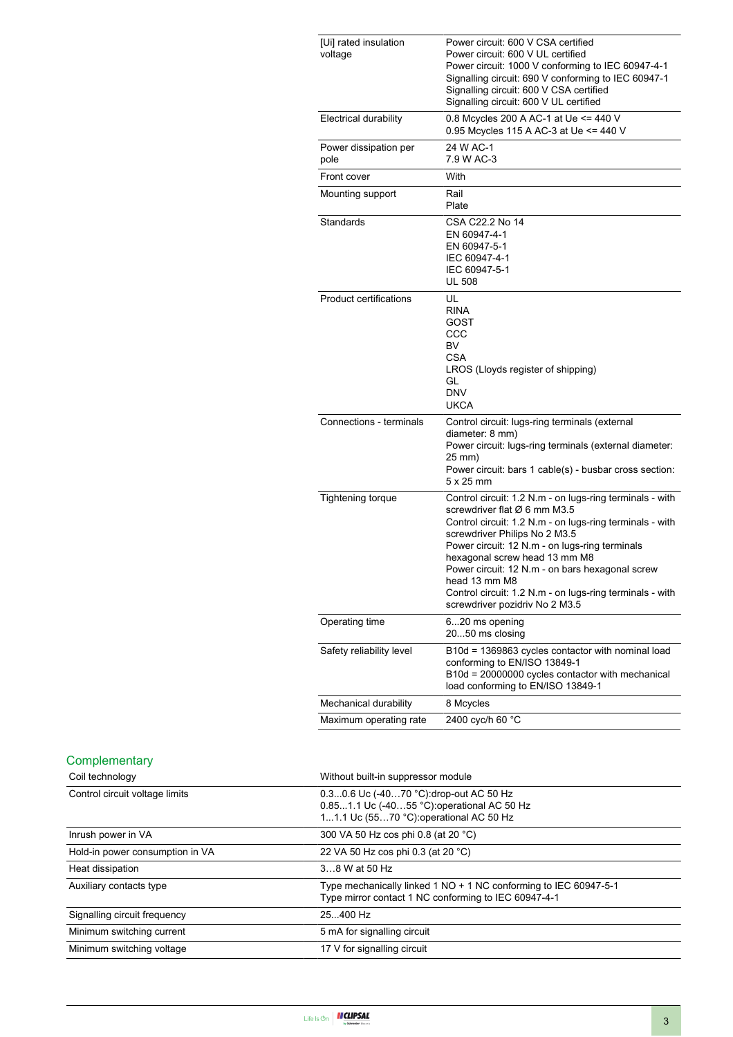| | |
|---|---|
| [Ui] rated insulation voltage | Power circuit: 600 V CSA certified<br>Power circuit: 600 V UL certified<br>Power circuit: 1000 V conforming to IEC 60947-4-1<br>Signalling circuit: 690 V conforming to IEC 60947-1<br>Signalling circuit: 600 V CSA certified<br>Signalling circuit: 600 V UL certified |
| Electrical durability | 0.8 Mcycles 200 A AC-1 at Ue <= 440 V<br>0.95 Mcycles 115 A AC-3 at Ue <= 440 V |
| Power dissipation per pole | 24 W AC-1<br>7.9 W AC-3 |
| Front cover | With |
| Mounting support | Rail<br>Plate |
| Standards | CSA C22.2 No 14<br>EN 60947-4-1<br>EN 60947-5-1<br>IEC 60947-4-1<br>IEC 60947-5-1<br>UL 508 |
| Product certifications | UL<br>RINA<br>GOST<br>CCC<br>BV<br>CSA<br>LROS (Lloyds register of shipping)<br>GL<br>DNV<br>UKCA |
| Connections - terminals | Control circuit: lugs-ring terminals (external diameter: 8 mm)<br>Power circuit: lugs-ring terminals (external diameter: 25 mm)<br>Power circuit: bars 1 cable(s) - busbar cross section: 5 x 25 mm |
| Tightening torque | Control circuit: 1.2 N.m - on lugs-ring terminals - with screwdriver flat Ø 6 mm M3.5<br>Control circuit: 1.2 N.m - on lugs-ring terminals - with screwdriver Philips No 2 M3.5<br>Power circuit: 12 N.m - on lugs-ring terminals hexagonal screw head 13 mm M8<br>Power circuit: 12 N.m - on bars hexagonal screw head 13 mm M8<br>Control circuit: 1.2 N.m - on lugs-ring terminals - with screwdriver pozidriv No 2 M3.5 |
| Operating time | 6...20 ms opening<br>20...50 ms closing |
| Safety reliability level | B10d = 1369863 cycles contactor with nominal load conforming to EN/ISO 13849-1<br>B10d = 20000000 cycles contactor with mechanical load conforming to EN/ISO 13849-1 |
| Mechanical durability | 8 Mcycles |
| Maximum operating rate | 2400 cyc/h 60 °C |

## Complementary

| | |
|---|---|
| Coil technology | Without built-in suppressor module |
| Control circuit voltage limits | 0.3...0.6 Uc (-40…70 °C):drop-out AC 50 Hz<br>0.85...1.1 Uc (-40…55 °C):operational AC 50 Hz<br>1...1.1 Uc (55…70 °C):operational AC 50 Hz |
| Inrush power in VA | 300 VA 50 Hz cos phi 0.8 (at 20 °C) |
| Hold-in power consumption in VA | 22 VA 50 Hz cos phi 0.3 (at 20 °C) |
| Heat dissipation | 3…8 W at 50 Hz |
| Auxiliary contacts type | Type mechanically linked 1 NO + 1 NC conforming to IEC 60947-5-1<br>Type mirror contact 1 NC conforming to IEC 60947-4-1 |
| Signalling circuit frequency | 25...400 Hz |
| Minimum switching current | 5 mA for signalling circuit |
| Minimum switching voltage | 17 V for signalling circuit |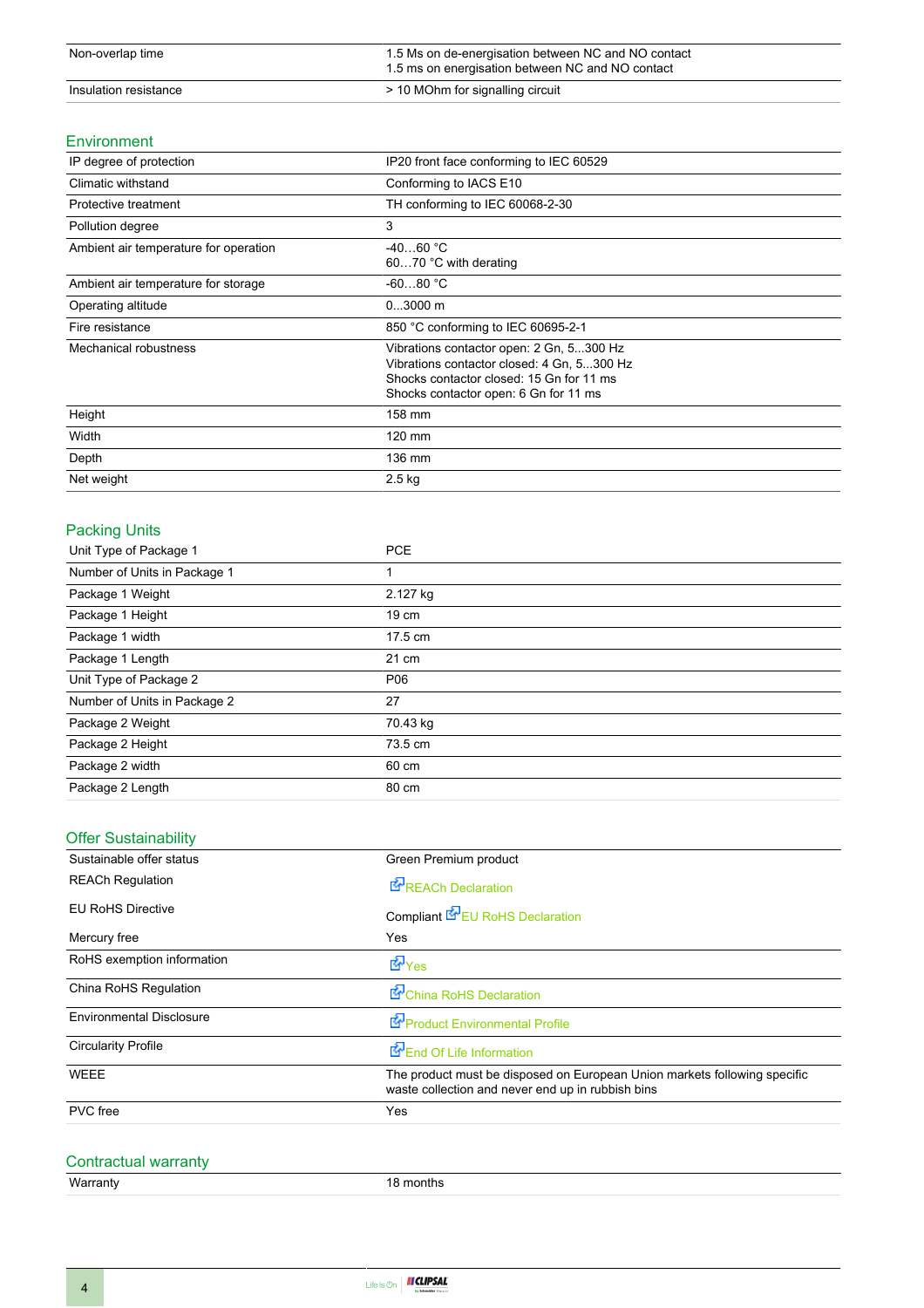| | |
|---|---|
| Non-overlap time | 1.5 Ms on de-energisation between NC and NO contact<br>1.5 ms on energisation between NC and NO contact |
| Insulation resistance | > 10 MOhm for signalling circuit |

## Environment

| | |
|---|---|
| IP degree of protection | IP20 front face conforming to IEC 60529 |
| Climatic withstand | Conforming to IACS E10 |
| Protective treatment | TH conforming to IEC 60068-2-30 |
| Pollution degree | 3 |
| Ambient air temperature for operation | -40…60 °C<br>60…70 °C with derating |
| Ambient air temperature for storage | -60…80 °C |
| Operating altitude | 0...3000 m |
| Fire resistance | 850 °C conforming to IEC 60695-2-1 |
| Mechanical robustness | Vibrations contactor open: 2 Gn, 5...300 Hz<br>Vibrations contactor closed: 4 Gn, 5...300 Hz<br>Shocks contactor closed: 15 Gn for 11 ms<br>Shocks contactor open: 6 Gn for 11 ms |
| Height | 158 mm |
| Width | 120 mm |
| Depth | 136 mm |
| Net weight | 2.5 kg |

## Packing Units

| | |
|---|---|
| Unit Type of Package 1 | PCE |
| Number of Units in Package 1 | 1 |
| Package 1 Weight | 2.127 kg |
| Package 1 Height | 19 cm |
| Package 1 width | 17.5 cm |
| Package 1 Length | 21 cm |
| Unit Type of Package 2 | P06 |
| Number of Units in Package 2 | 27 |
| Package 2 Weight | 70.43 kg |
| Package 2 Height | 73.5 cm |
| Package 2 width | 60 cm |
| Package 2 Length | 80 cm |

## Offer Sustainability

| | |
|---|---|
| Sustainable offer status | Green Premium product |
| REACh Regulation | REACh Declaration |
| EU RoHS Directive | Compliant EU RoHS Declaration |
| Mercury free | Yes |
| RoHS exemption information | Yes |
| China RoHS Regulation | China RoHS Declaration |
| Environmental Disclosure | Product Environmental Profile |
| Circularity Profile | End Of Life Information |
| WEEE | The product must be disposed on European Union markets following specific waste collection and never end up in rubbish bins |
| PVC free | Yes |

## Contractual warranty

| | |
|---|---|
| Warranty | 18 months |